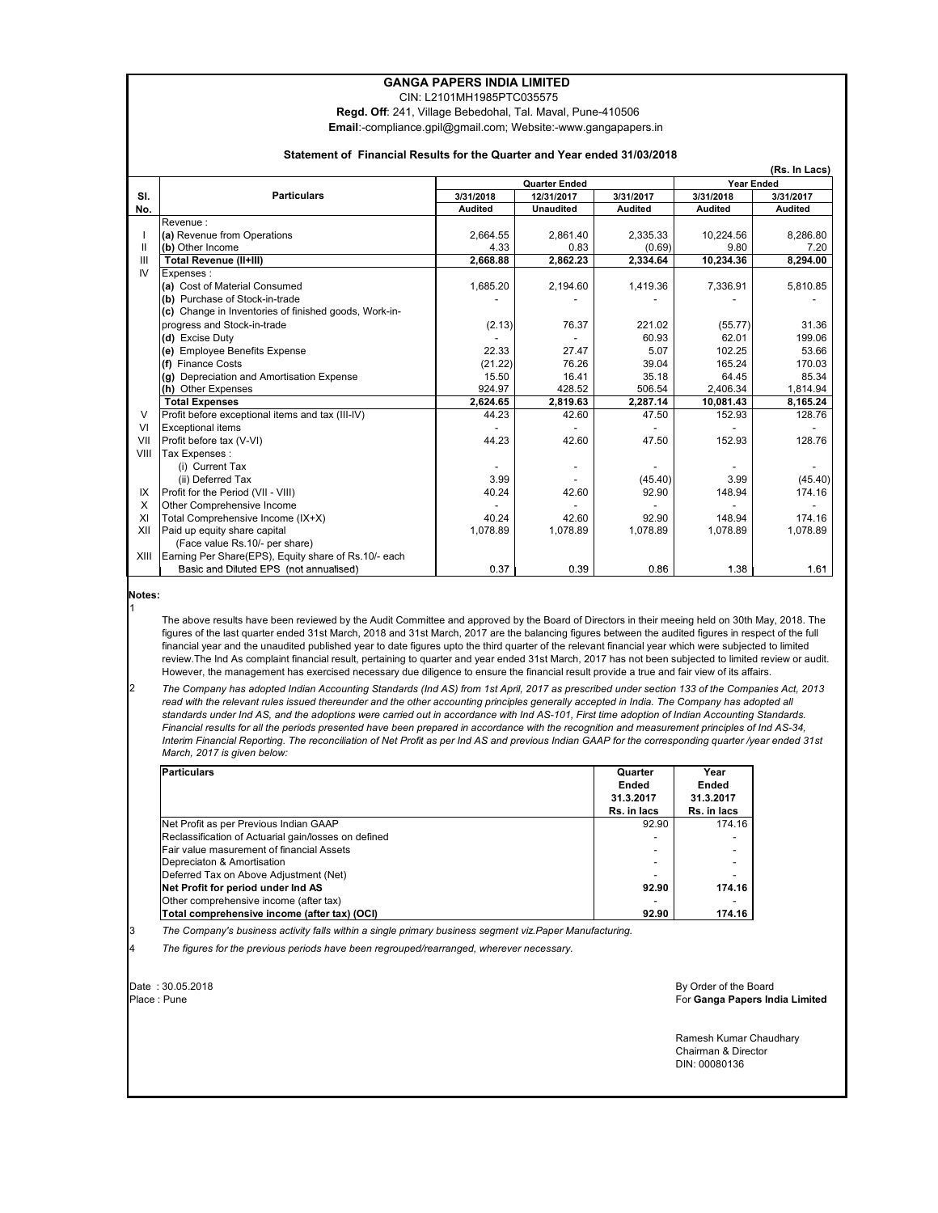# GANGA PAPERS INDIA LIMITED

CIN: L2101MH1985PTC035575

**Regd. Off**: 241, Village Bebedohal, Tal. Maval, Pune-410506

**Email**:-compliance.gpil@gmail.com; Website:-www.gangapapers.in

### Statement of Financial Results for the Quarter and Year ended 31/03/2018

**(Rs. In Lacs)**

| Sl. No. | Particulars | Quarter Ended | | | Year Ended | |
|---|---|---|---|---|---|---|
| | | 3/31/2018 | 12/31/2017 | 3/31/2017 | 3/31/2018 | 3/31/2017 |
| | | Audited | Unaudited | Audited | Audited | Audited |
| | Revenue : | | | | | |
| I | (a) Revenue from Operations | 2,664.55 | 2,861.40 | 2,335.33 | 10,224.56 | 8,286.80 |
| II | (b) Other Income | 4.33 | 0.83 | (0.69) | 9.80 | 7.20 |
| III | **Total Revenue (II+III)** | **2,668.88** | **2,862.23** | **2,334.64** | **10,234.36** | **8,294.00** |
| IV | Expenses : | | | | | |
| | (a) Cost of Material Consumed | 1,685.20 | 2,194.60 | 1,419.36 | 7,336.91 | 5,810.85 |
| | (b) Purchase of Stock-in-trade | - | - | - | - | - |
| | (c) Change in Inventories of finished goods, Work-in-progress and Stock-in-trade | (2.13) | 76.37 | 221.02 | (55.77) | 31.36 |
| | (d) Excise Duty | - | - | 60.93 | 62.01 | 199.06 |
| | (e) Employee Benefits Expense | 22.33 | 27.47 | 5.07 | 102.25 | 53.66 |
| | (f) Finance Costs | (21.22) | 76.26 | 39.04 | 165.24 | 170.03 |
| | (g) Depreciation and Amortisation Expense | 15.50 | 16.41 | 35.18 | 64.45 | 85.34 |
| | (h) Other Expenses | 924.97 | 428.52 | 506.54 | 2,406.34 | 1,814.94 |
| | **Total Expenses** | **2,624.65** | **2,819.63** | **2,287.14** | **10,081.43** | **8,165.24** |
| V | Profit before exceptional items and tax (III-IV) | 44.23 | 42.60 | 47.50 | 152.93 | 128.76 |
| VI | Exceptional items | - | - | - | - | - |
| VII | Profit before tax (V-VI) | 44.23 | 42.60 | 47.50 | 152.93 | 128.76 |
| VIII | Tax Expenses : | | | | | |
| | (i) Current Tax | - | - | - | - | - |
| | (ii) Deferred Tax | 3.99 | - | (45.40) | 3.99 | (45.40) |
| IX | Profit for the Period (VII - VIII) | 40.24 | 42.60 | 92.90 | 148.94 | 174.16 |
| X | Other Comprehensive Income | - | - | - | - | - |
| XI | Total Comprehensive Income (IX+X) | 40.24 | 42.60 | 92.90 | 148.94 | 174.16 |
| XII | Paid up equity share capital (Face value Rs.10/- per share) | 1,078.89 | 1,078.89 | 1,078.89 | 1,078.89 | 1,078.89 |
| XIII | Earning Per Share(EPS), Equity share of Rs.10/- each | | | | | |
| | Basic and Diluted EPS (not annualised) | 0.37 | 0.39 | 0.86 | 1.38 | 1.61 |

**Notes:**

1. The above results have been reviewed by the Audit Committee and approved by the Board of Directors in their meeing held on 30th May, 2018. The figures of the last quarter ended 31st March, 2018 and 31st March, 2017 are the balancing figures between the audited figures in respect of the full financial year and the unaudited published year to date figures upto the third quarter of the relevant financial year which were subjected to limited review.The Ind As complaint financial result, pertaining to quarter and year ended 31st March, 2017 has not been subjected to limited review or audit. However, the management has exercised necessary due diligence to ensure the financial result provide a true and fair view of its affairs.

2. *The Company has adopted Indian Accounting Standards (Ind AS) from 1st April, 2017 as prescribed under section 133 of the Companies Act, 2013 read with the relevant rules issued thereunder and the other accounting principles generally accepted in India. The Company has adopted all standards under Ind AS, and the adoptions were carried out in accordance with Ind AS-101, First time adoption of Indian Accounting Standards. Financial results for all the periods presented have been prepared in accordance with the recognition and measurement principles of Ind AS-34, Interim Financial Reporting. The reconciliation of Net Profit as per Ind AS and previous Indian GAAP for the corresponding quarter /year ended 31st March, 2017 is given below:*

| Particulars | Quarter Ended 31.3.2017 Rs. in lacs | Year Ended 31.3.2017 Rs. in lacs |
|---|---|---|
| Net Profit as per Previous Indian GAAP | 92.90 | 174.16 |
| Reclassification of Actuarial gain/losses on defined | - | - |
| Fair value masurement of financial Assets | - | - |
| Depreciaton & Amortisation | - | - |
| Deferred Tax on Above Adjustment (Net) | - | - |
| **Net Profit for period under Ind AS** | **92.90** | **174.16** |
| Other comprehensive income (after tax) | - | - |
| **Total comprehensive income (after tax) (OCI)** | **92.90** | **174.16** |

3. *The Company's business activity falls within a single primary business segment viz.Paper Manufacturing.*

4. *The figures for the previous periods have been regrouped/rearranged, wherever necessary.*

Date : 30.05.2018
Place : Pune

By Order of the Board
For **Ganga Papers India Limited**

Ramesh Kumar Chaudhary
Chairman & Director
DIN: 00080136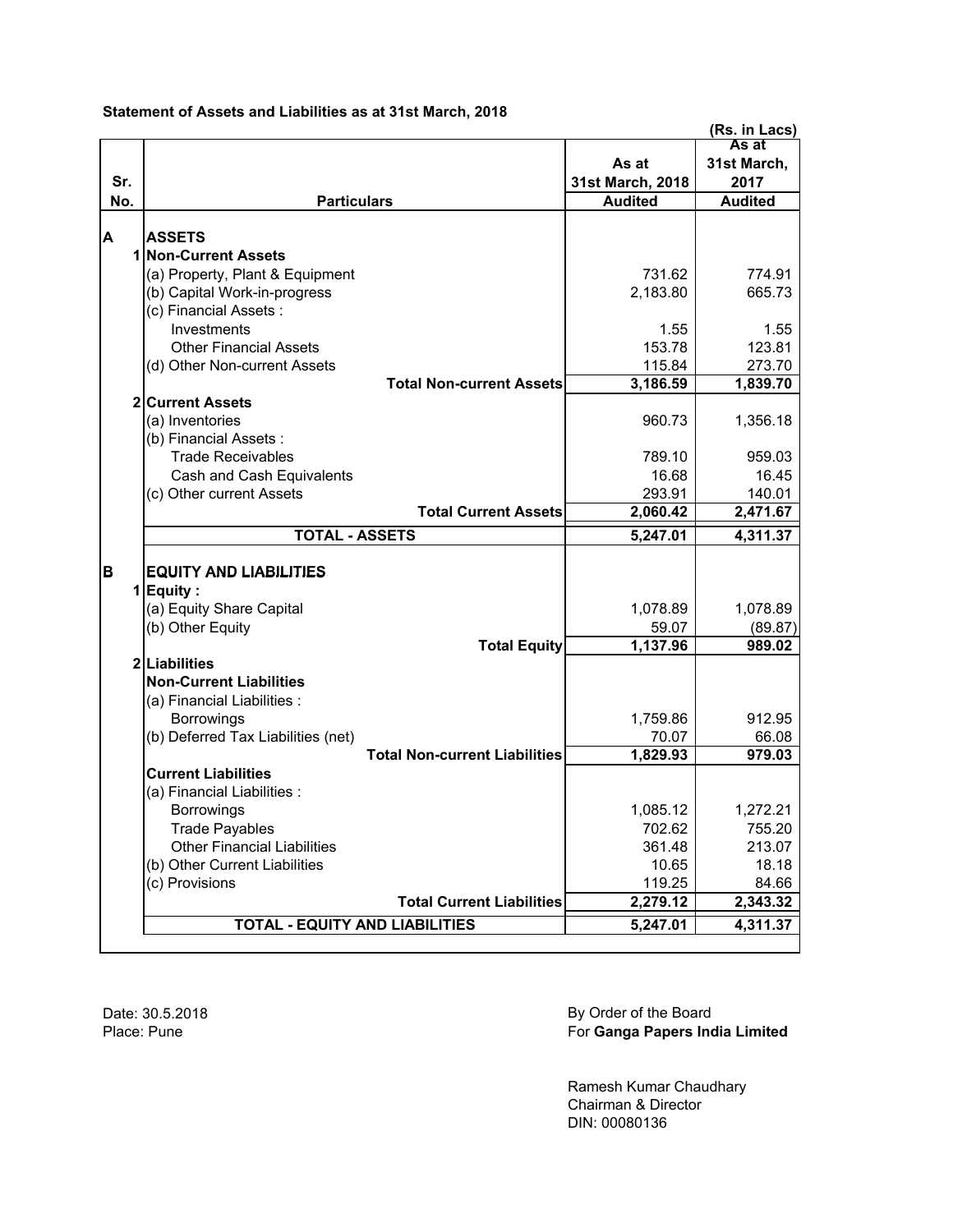**Statement of Assets and Liabilities as at 31st March, 2018**

(Rs. in Lacs)

| Sr. No. | | Particulars | As at 31st March, 2018 Audited | As at 31st March, 2017 Audited |
|---|---|---|---|---|
| A | | **ASSETS** | | |
| | 1 | **Non-Current Assets** | | |
| | | (a) Property, Plant & Equipment | 731.62 | 774.91 |
| | | (b) Capital Work-in-progress | 2,183.80 | 665.73 |
| | | (c) Financial Assets : | | |
| | | Investments | 1.55 | 1.55 |
| | | Other Financial Assets | 153.78 | 123.81 |
| | | (d) Other Non-current Assets | 115.84 | 273.70 |
| | | **Total Non-current Assets** | **3,186.59** | **1,839.70** |
| | 2 | **Current Assets** | | |
| | | (a) Inventories | 960.73 | 1,356.18 |
| | | (b) Financial Assets : | | |
| | | Trade Receivables | 789.10 | 959.03 |
| | | Cash and Cash Equivalents | 16.68 | 16.45 |
| | | (c) Other current Assets | 293.91 | 140.01 |
| | | **Total Current Assets** | **2,060.42** | **2,471.67** |
| | | **TOTAL - ASSETS** | **5,247.01** | **4,311.37** |
| B | | **EQUITY AND LIABILITIES** | | |
| | 1 | **Equity :** | | |
| | | (a) Equity Share Capital | 1,078.89 | 1,078.89 |
| | | (b) Other Equity | 59.07 | (89.87) |
| | | **Total Equity** | **1,137.96** | **989.02** |
| | 2 | **Liabilities** | | |
| | | **Non-Current Liabilities** | | |
| | | (a) Financial Liabilities : | | |
| | | Borrowings | 1,759.86 | 912.95 |
| | | (b) Deferred Tax Liabilities (net) | 70.07 | 66.08 |
| | | **Total Non-current Liabilities** | **1,829.93** | **979.03** |
| | | **Current Liabilities** | | |
| | | (a) Financial Liabilities : | | |
| | | Borrowings | 1,085.12 | 1,272.21 |
| | | Trade Payables | 702.62 | 755.20 |
| | | Other Financial Liabilities | 361.48 | 213.07 |
| | | (b) Other Current Liabilities | 10.65 | 18.18 |
| | | (c) Provisions | 119.25 | 84.66 |
| | | **Total Current Liabilities** | **2,279.12** | **2,343.32** |
| | | **TOTAL - EQUITY AND LIABILITIES** | **5,247.01** | **4,311.37** |

Date: 30.5.2018
Place: Pune

By Order of the Board
For **Ganga Papers India Limited**

Ramesh Kumar Chaudhary
Chairman & Director
DIN: 00080136